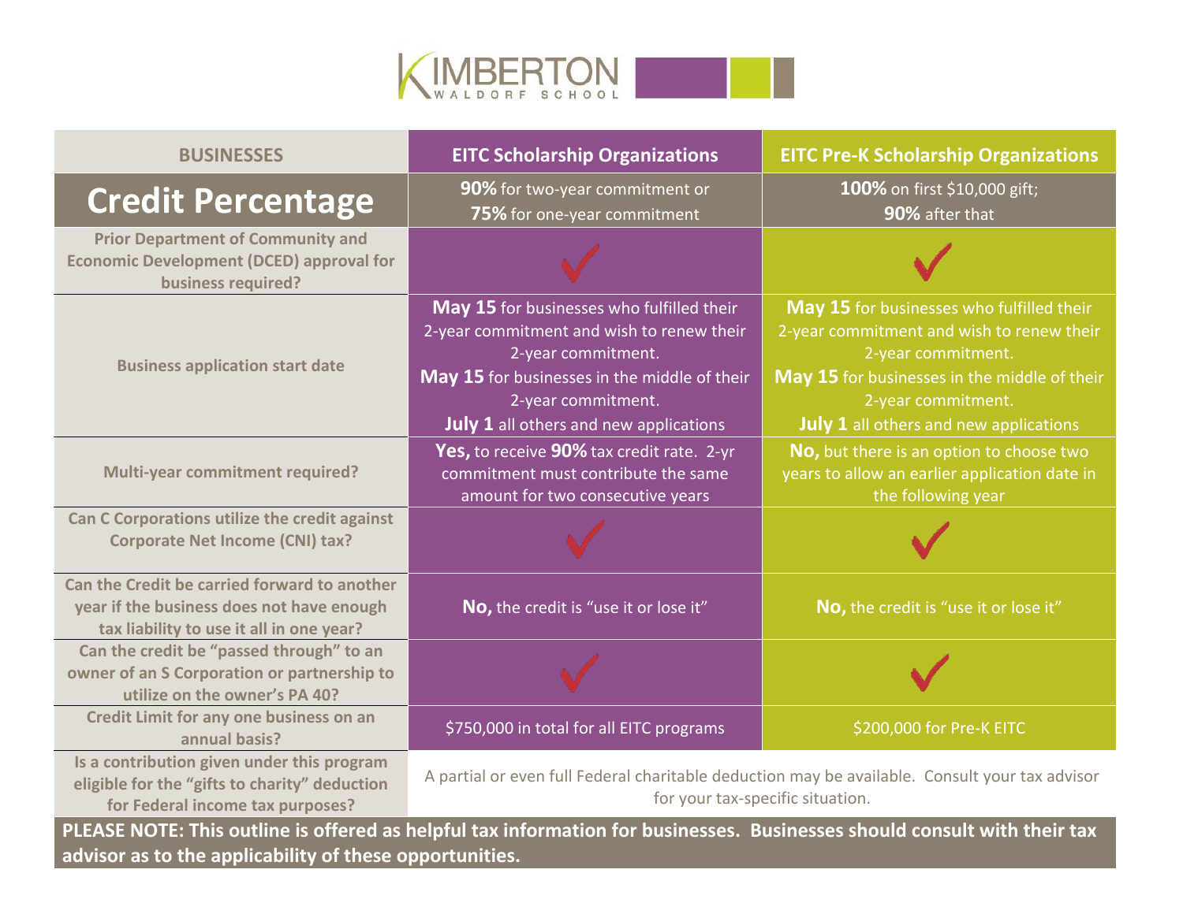# KIMBERTON WALDORF SCHOOL

| BUSINESSES | EITC Scholarship Organizations | EITC Pre-K Scholarship Organizations |
|---|---|---|
| **Credit Percentage** | **90%** for two-year commitment or **75%** for one-year commitment | **100%** on first $10,000 gift; **90%** after that |
| Prior Department of Community and Economic Development (DCED) approval for business required? | ✓ | ✓ |
| Business application start date | **May 15** for businesses who fulfilled their 2-year commitment and wish to renew their 2-year commitment. **May 15** for businesses in the middle of their 2-year commitment. **July 1** all others and new applications | **May 15** for businesses who fulfilled their 2-year commitment and wish to renew their 2-year commitment. **May 15** for businesses in the middle of their 2-year commitment. **July 1** all others and new applications |
| Multi-year commitment required? | **Yes,** to receive **90%** tax credit rate. 2-yr commitment must contribute the same amount for two consecutive years | **No,** but there is an option to choose two years to allow an earlier application date in the following year |
| Can C Corporations utilize the credit against Corporate Net Income (CNI) tax? | ✓ | ✓ |
| Can the Credit be carried forward to another year if the business does not have enough tax liability to use it all in one year? | **No,** the credit is "use it or lose it" | **No,** the credit is "use it or lose it" |
| Can the credit be "passed through" to an owner of an S Corporation or partnership to utilize on the owner's PA 40? | ✓ | ✓ |
| Credit Limit for any one business on an annual basis? | $750,000 in total for all EITC programs | $200,000 for Pre-K EITC |
| Is a contribution given under this program eligible for the "gifts to charity" deduction for Federal income tax purposes? | A partial or even full Federal charitable deduction may be available. Consult your tax advisor for your tax-specific situation. | |

**PLEASE NOTE: This outline is offered as helpful tax information for businesses. Businesses should consult with their tax advisor as to the applicability of these opportunities.**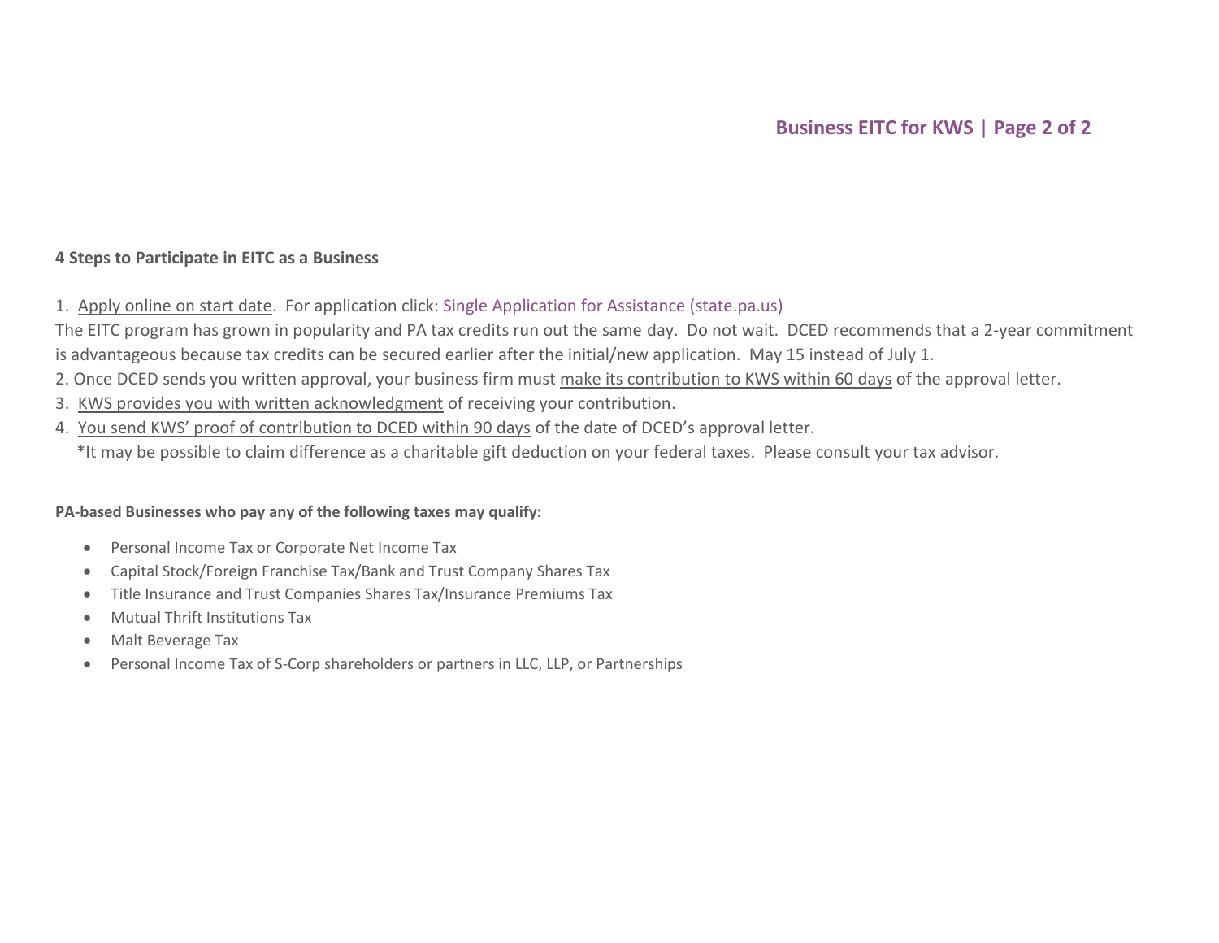**4 Steps to Participate in EITC as a Business**

1. Apply online on start date. For application click: Single Application for Assistance (state.pa.us)
The EITC program has grown in popularity and PA tax credits run out the same day. Do not wait. DCED recommends that a 2-year commitment is advantageous because tax credits can be secured earlier after the initial/new application. May 15 instead of July 1.
2. Once DCED sends you written approval, your business firm must make its contribution to KWS within 60 days of the approval letter.
3. KWS provides you with written acknowledgment of receiving your contribution.
4. You send KWS' proof of contribution to DCED within 90 days of the date of DCED's approval letter.
   *It may be possible to claim difference as a charitable gift deduction on your federal taxes. Please consult your tax advisor.

**PA-based Businesses who pay any of the following taxes may qualify:**

- Personal Income Tax or Corporate Net Income Tax
- Capital Stock/Foreign Franchise Tax/Bank and Trust Company Shares Tax
- Title Insurance and Trust Companies Shares Tax/Insurance Premiums Tax
- Mutual Thrift Institutions Tax
- Malt Beverage Tax
- Personal Income Tax of S-Corp shareholders or partners in LLC, LLP, or Partnerships